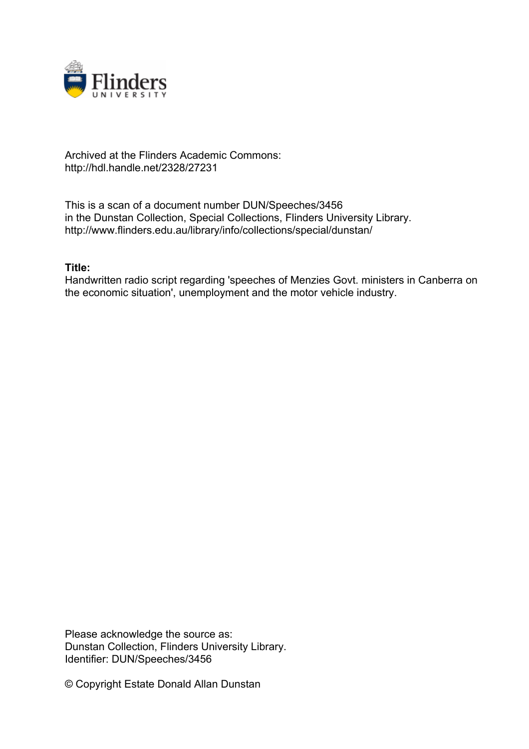Archived at the Flinders Academic Commons:
http://hdl.handle.net/2328/27231

This is a scan of a document number DUN/Speeches/3456
in the Dunstan Collection, Special Collections, Flinders University Library.
http://www.flinders.edu.au/library/info/collections/special/dunstan/

**Title:**
Handwritten radio script regarding 'speeches of Menzies Govt. ministers in Canberra on the economic situation', unemployment and the motor vehicle industry.

Please acknowledge the source as:
Dunstan Collection, Flinders University Library.
Identifier: DUN/Speeches/3456

© Copyright Estate Donald Allan Dunstan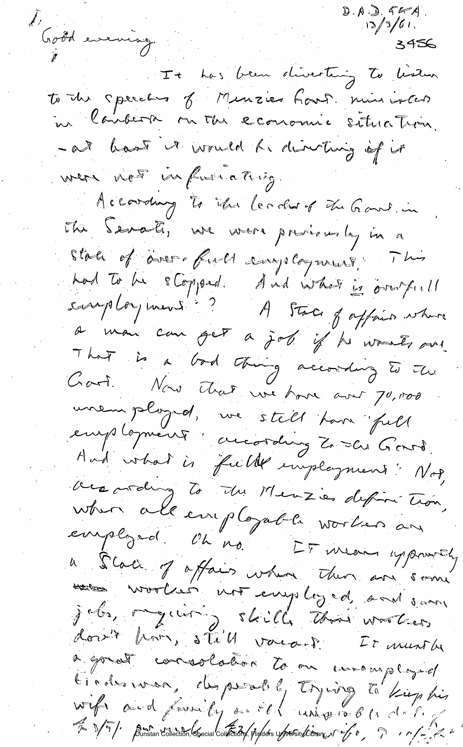1.

D.A.D. 5KA.
13/3/61.
3456

Good evening.

It has been diverting to listen to the speeches of Menzies Govt. ministers in Canberra on the economic situation, - at least it would be diverting if it were not infuriating.

According to the leader of the Govt. in the Senate, we were previously in a state of 'over-full employment'. This had to be stopped. And what *is* over-full employment? A state of affairs where a man can get a job if he wants one. That is a bad thing according to the Govt. Now that we have over 70,000 unemployed, we still have 'full employment', according to the Govt. And what is full employment? Not, according to the Menzies definition, when all employable workers are employed. Oh no. It means apparently a state of affairs when there are some workers not employed, and some jobs, requiring skills those workers don't have, still vacant. It must be a great consolation to an unemployed tradesman, desperately trying to keep his wife and family on the unemployable dole of £3/5/- per week [£3/1/-] for his wife, ...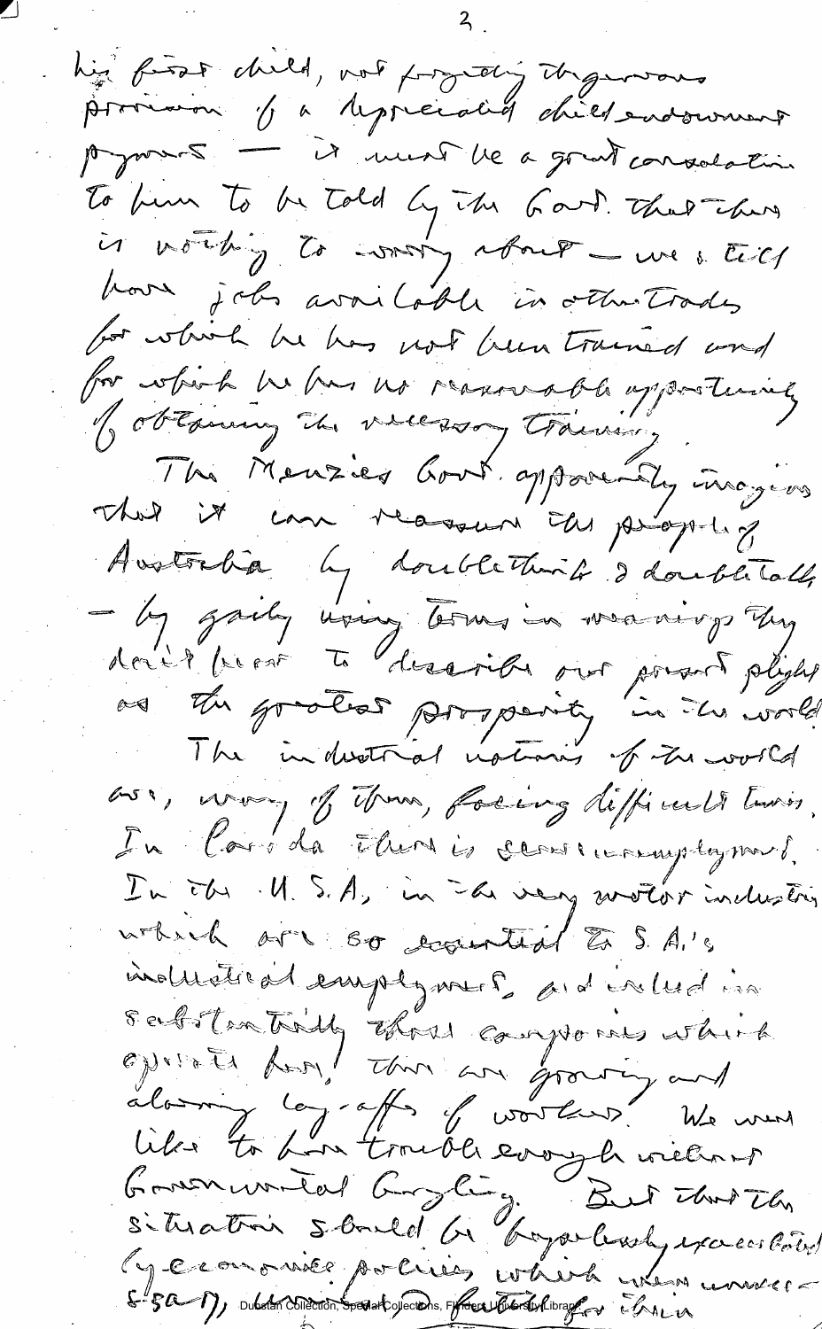his first child, not forgetting the generous provision of a depreciated child endowment payment — it must be a great consolation to him to be told by the Govt. that there is nothing to worry about — we still have jobs available in other trades for which he has not been trained and for which he has no reasonable opportunity of obtaining the necessary training.

The Menzies Govt. apparently imagines that it can reassure the people of Australia by doublethink & doubletalk — by gaily using terms in meanings they don't bear to describe our present plight as the greatest prosperity in the world.

The industrial nations of the world are, many of them, facing difficult times. In Canada there is serious unemployment. In the U.S.A., in the very motor industries which are so essential to S.A.'s industrial employment, and indeed in substantially those companies which operate here, there are growing and alarming lay-offs of workers. We would like to have trouble enough without Governmental bungling. But that the situation should be hopelessly exacerbated by economic policies which were unnecessary, unwanted, & fruitless for their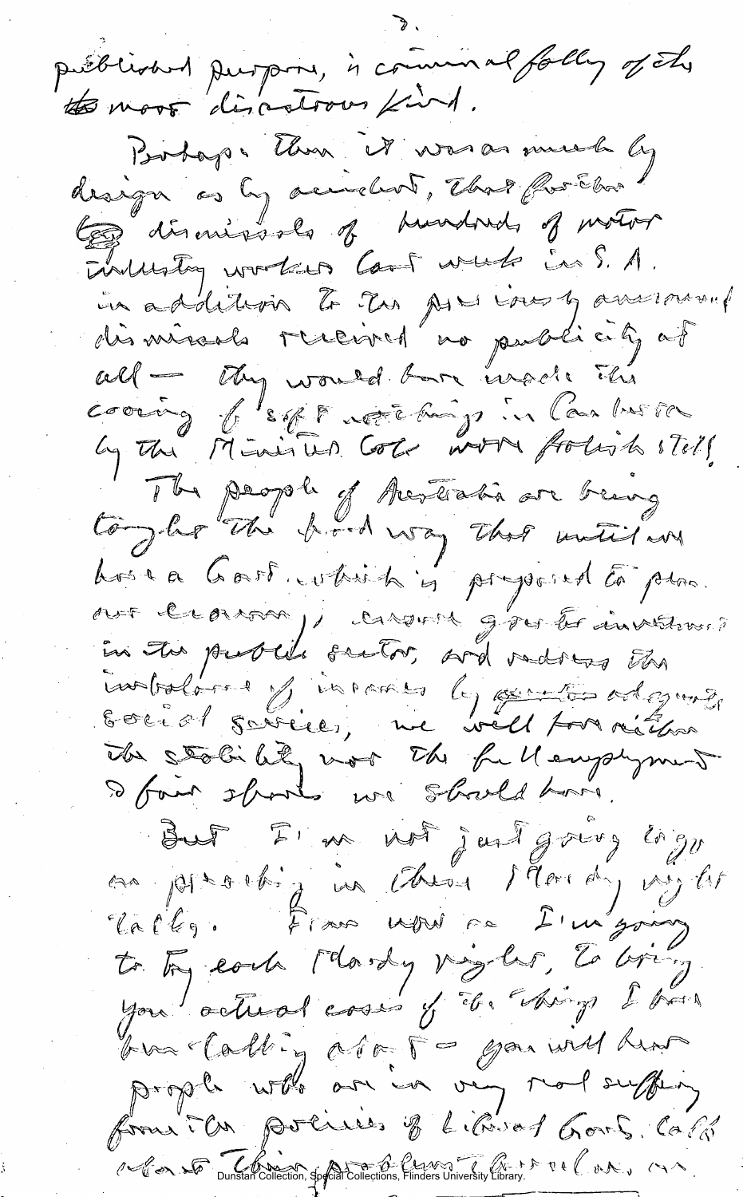published purpose, is criminal folly of the most disastrous kind.

Perhaps then it was as much by design as by accident, that further dismissals of hundreds of motor industry workers last week in S.A. in addition to the previously announced dismissals received no publicity at all — they would have made the cooing of soft nothings in Canberra by the Minister Cole more foolish still.

The people of Australia are being taught the hard way that until we have a Govt. which is prepared to plan our economy, ensure greater investment in the public sector, and redress the imbalance of incomes by providing adequate social services, we will have neither the stability nor the full employment & fair shares we should have.

But I'm not just going to go on preaching in these Monday night talks. From now on I'm going to try each Monday night, to bring you actual cases of the things I have been talking about — you will hear people who are in very real suffering from the policies of Liberal Govt. talk about their problems themselves, and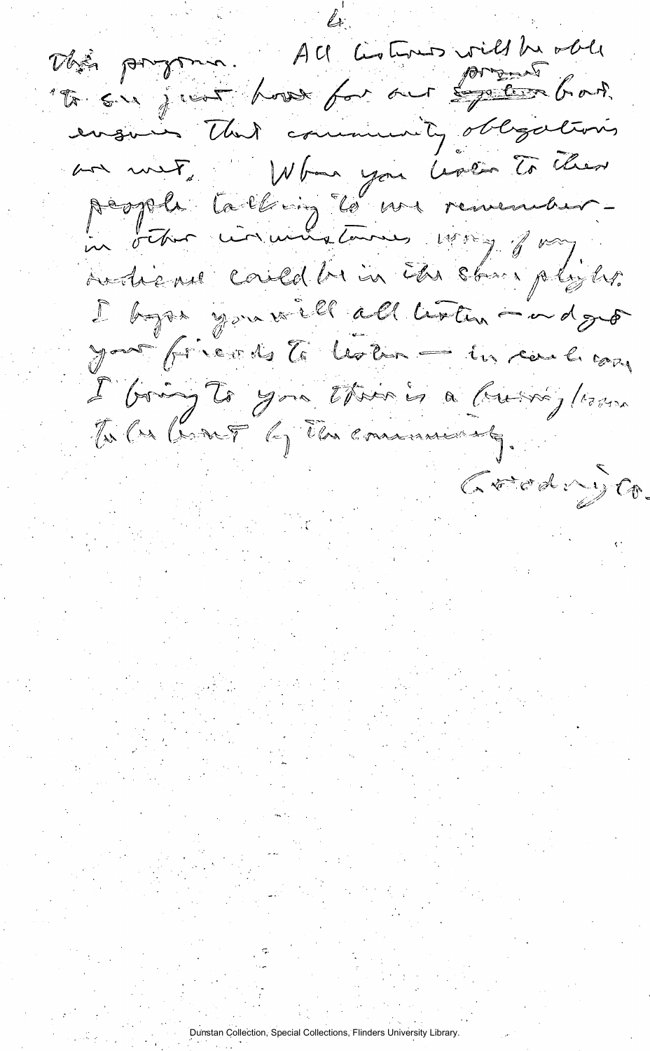this program. All listeners will be able to see just how far our ~~bard~~ present board ensures that community obligations are met. When you listen to these people talking to me remember – in other circumstances many of my audience could be in the same plight. I hope you will all listen – and get your friends to listen – in each case I bring to you there is a burning lesson to be learnt by the community.

Goodnight Co.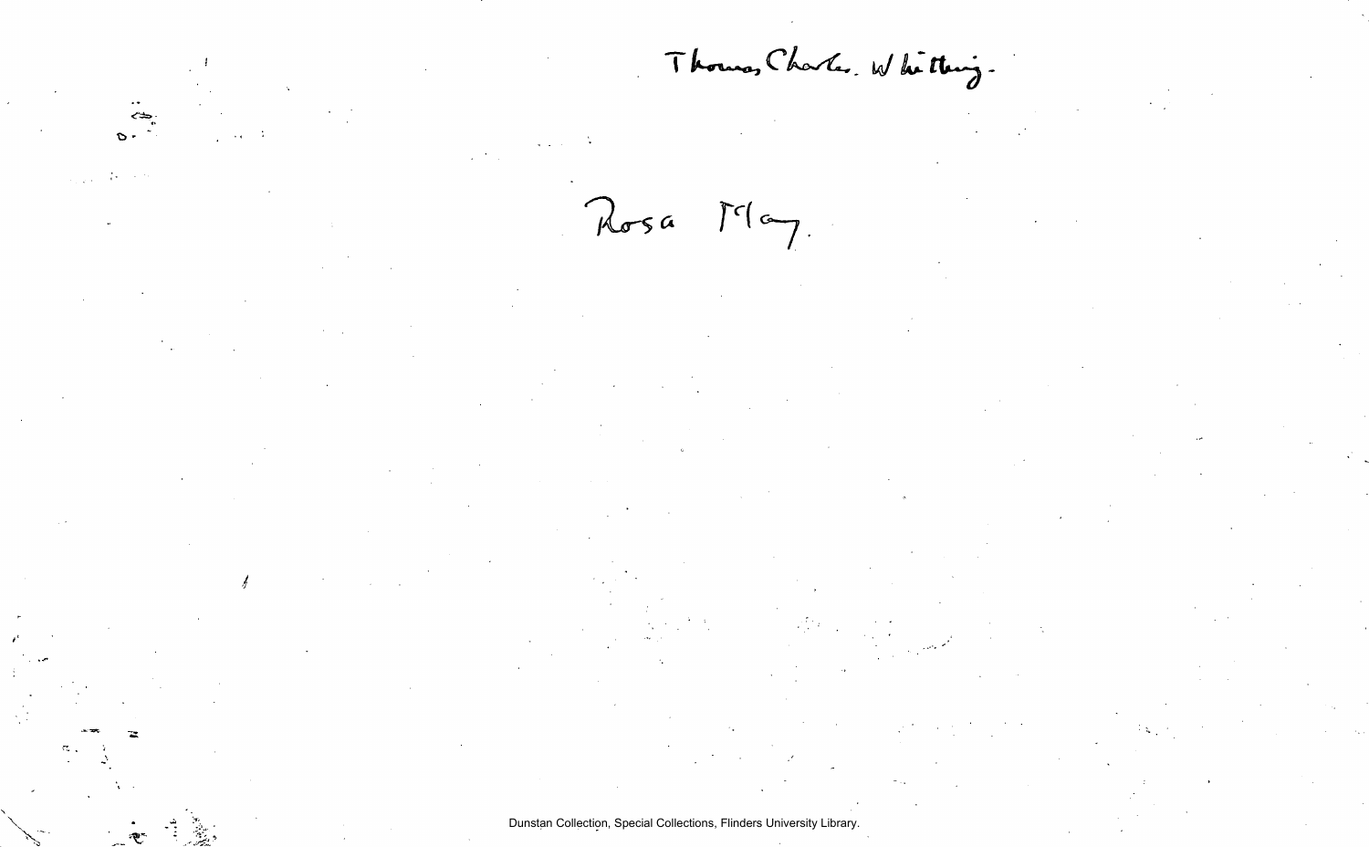Thomas Charles Whiting.

Rosa May.

Dunstan Collection, Special Collections, Flinders University Library.